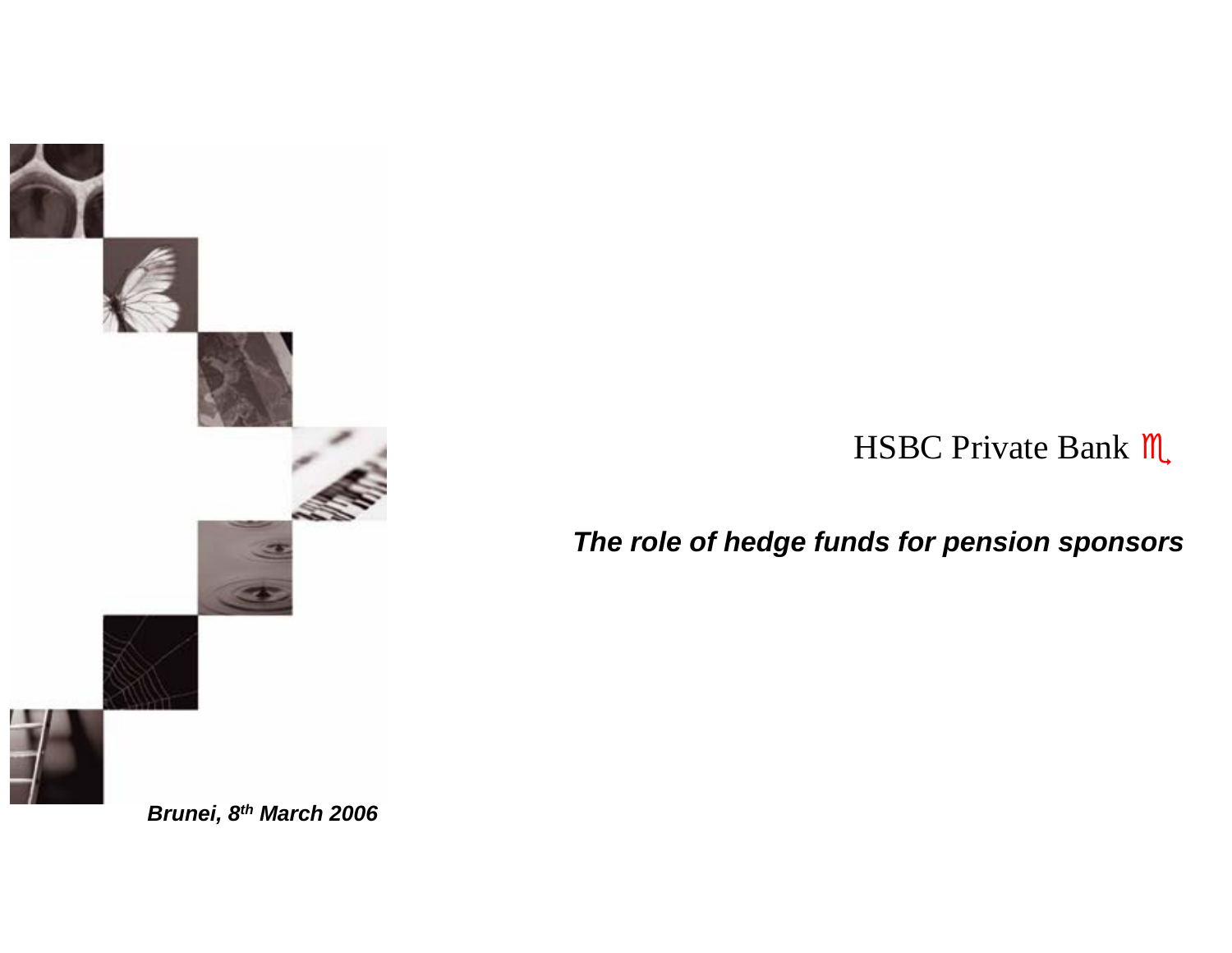HSBC Private Bank

# *The role of hedge funds for pension sponsors*

***Brunei, 8th March 2006***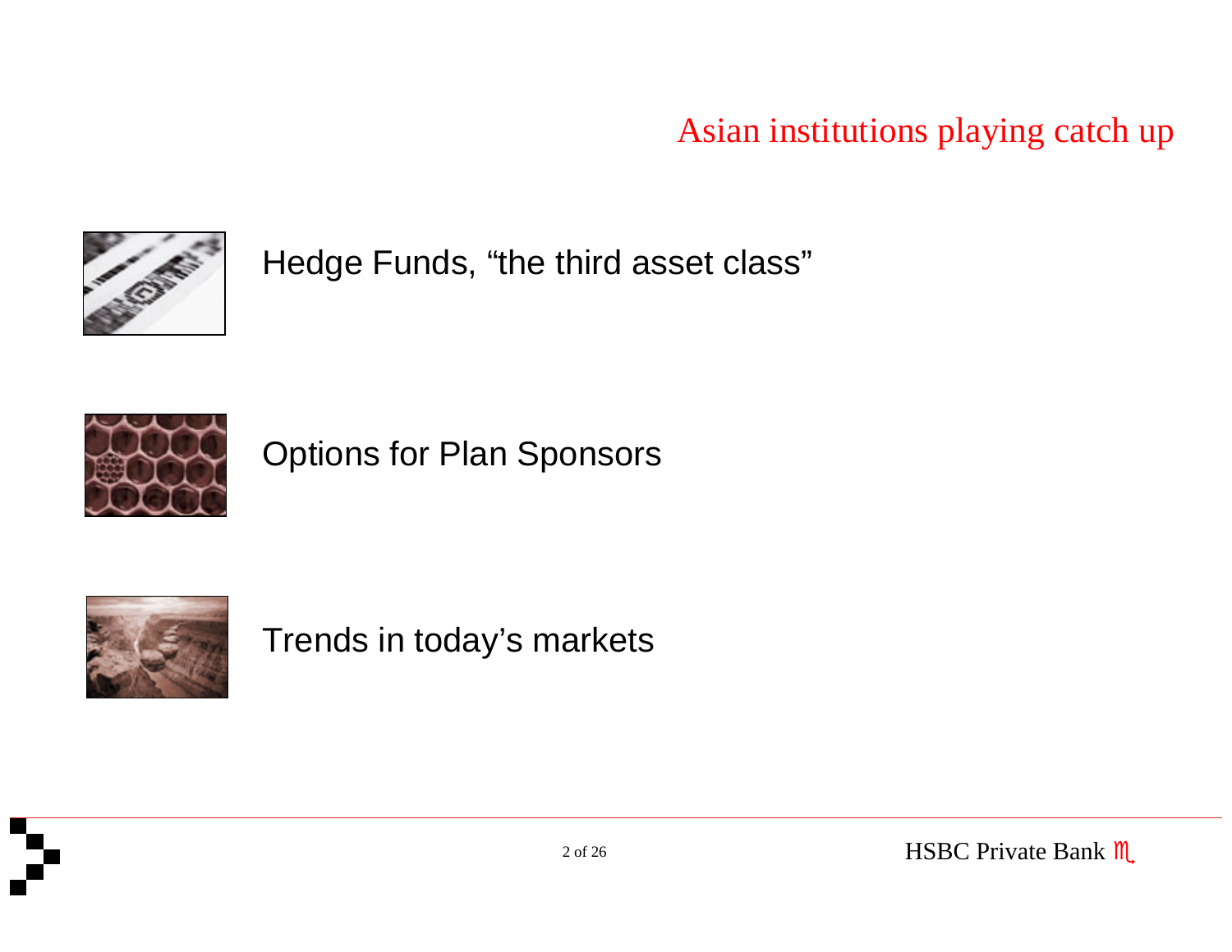# Asian institutions playing catch up

- Hedge Funds, "the third asset class"
- Options for Plan Sponsors
- Trends in today's markets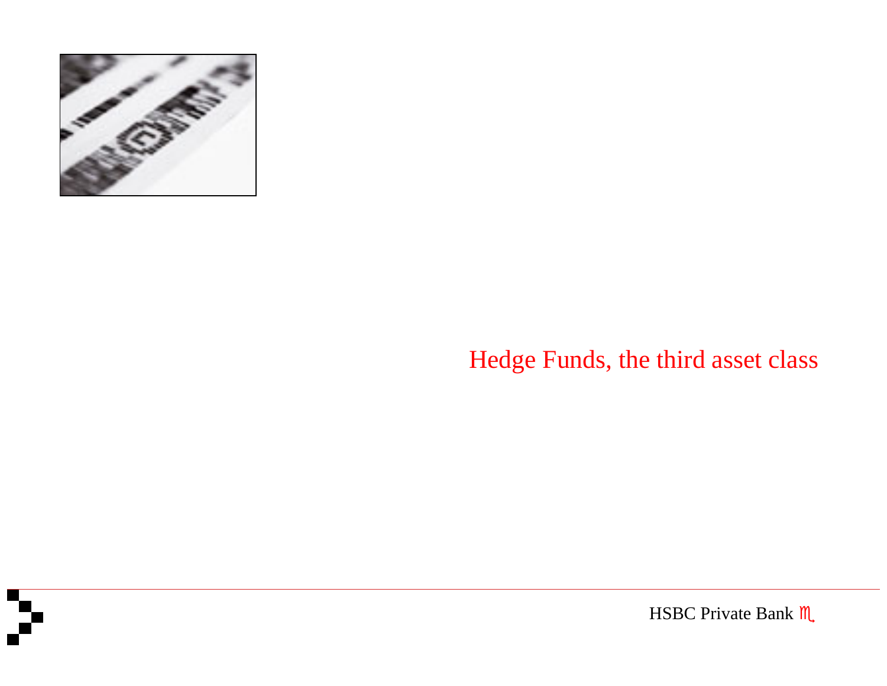# Hedge Funds, the third asset class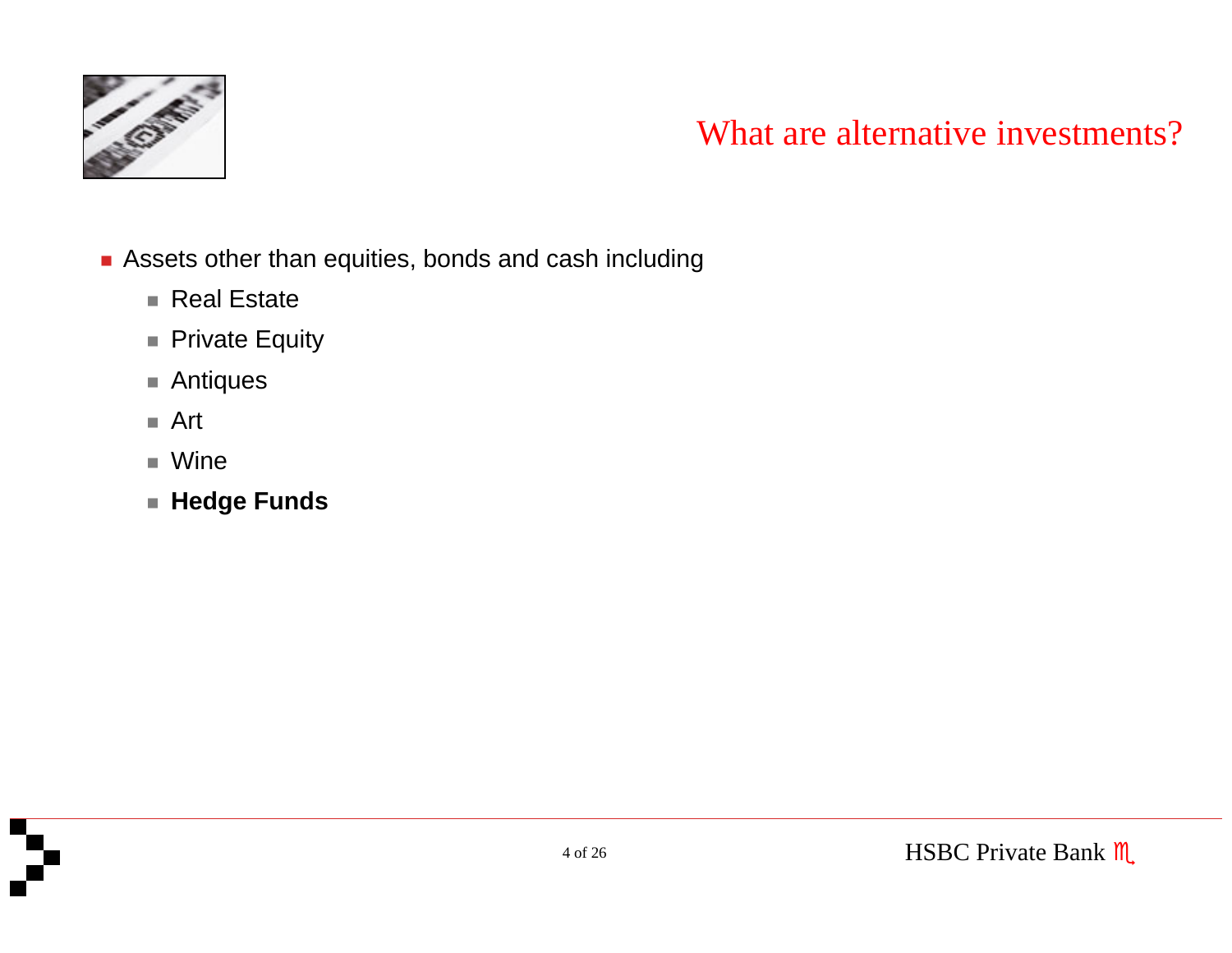# What are alternative investments?

- Assets other than equities, bonds and cash including
  - Real Estate
  - Private Equity
  - Antiques
  - Art
  - Wine
  - **Hedge Funds**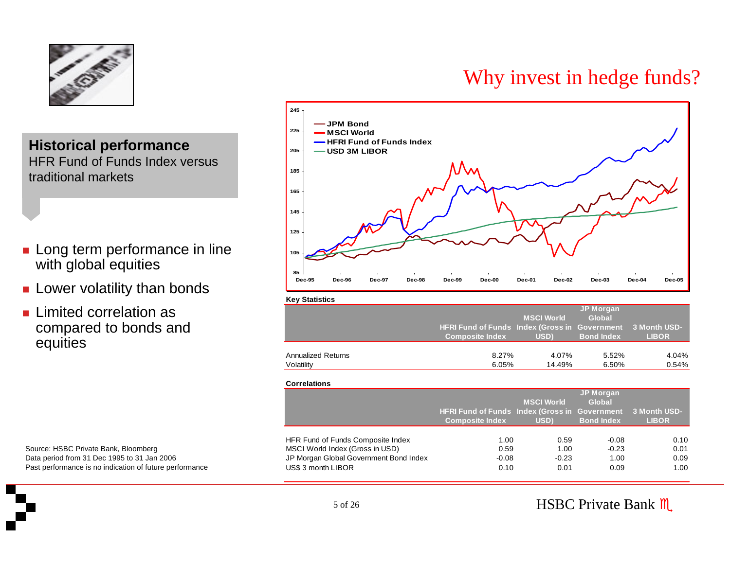# Why invest in hedge funds?

## Historical performance

HFR Fund of Funds Index versus traditional markets

- Long term performance in line with global equities
- Lower volatility than bonds
- Limited correlation as compared to bonds and equities

**Key Statistics**

| | HFRI Fund of Funds Composite Index | MSCI World Index (Gross in USD) | JP Morgan Global Government Bond Index | 3 Month USD-LIBOR |
|---|---|---|---|---|
| Annualized Returns | 8.27% | 4.07% | 5.52% | 4.04% |
| Volatility | 6.05% | 14.49% | 6.50% | 0.54% |

**Correlations**

| | HFRI Fund of Funds Composite Index | MSCI World Index (Gross in USD) | JP Morgan Global Government Bond Index | 3 Month USD-LIBOR |
|---|---|---|---|---|
| HFR Fund of Funds Composite Index | 1.00 | 0.59 | -0.08 | 0.10 |
| MSCI World Index (Gross in USD) | 0.59 | 1.00 | -0.23 | 0.01 |
| JP Morgan Global Government Bond Index | -0.08 | -0.23 | 1.00 | 0.09 |
| US$ 3 month LIBOR | 0.10 | 0.01 | 0.09 | 1.00 |

Source: HSBC Private Bank, Bloomberg
Data period from 31 Dec 1995 to 31 Jan 2006
Past performance is no indication of future performance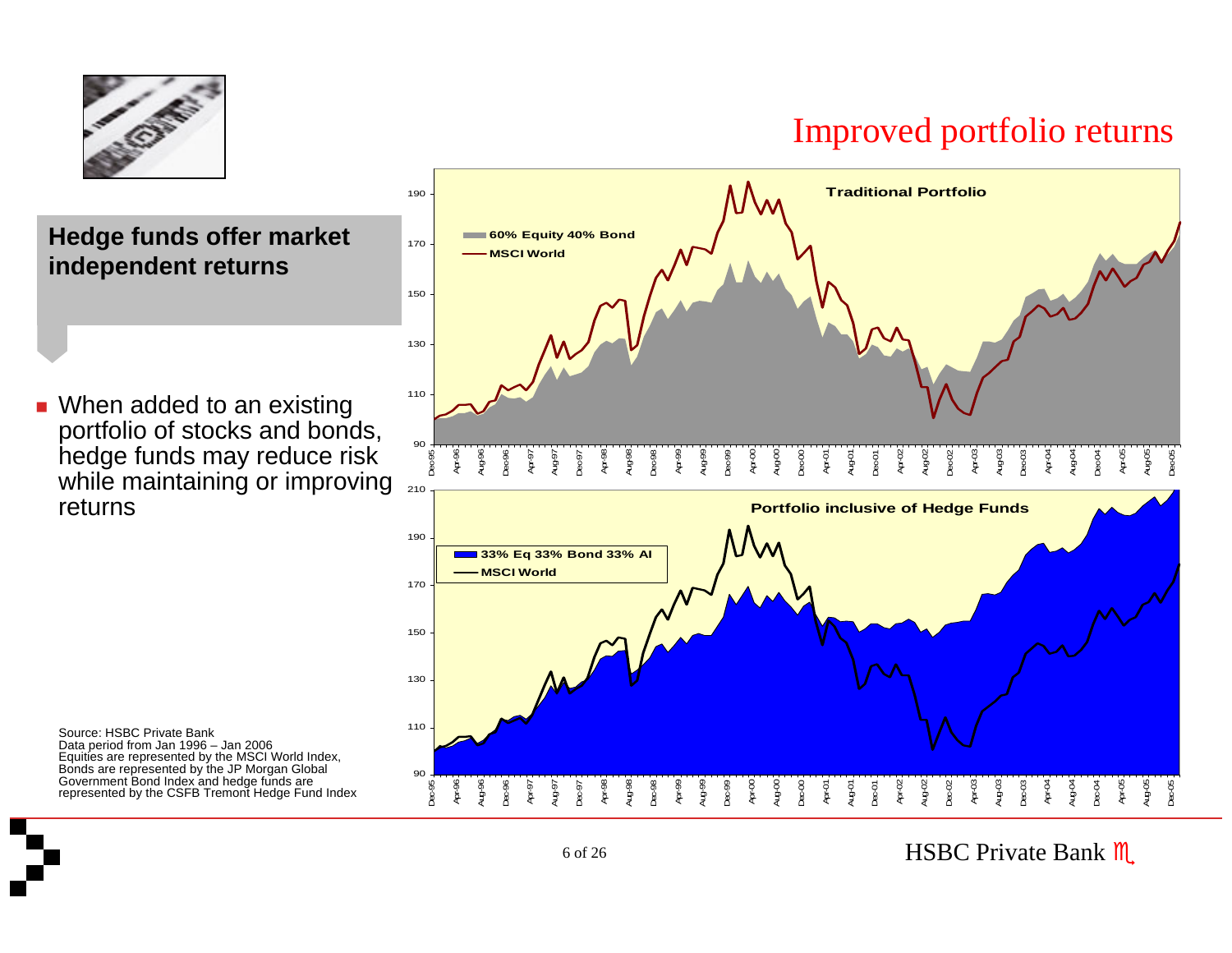# Improved portfolio returns

## Hedge funds offer market independent returns

- When added to an existing portfolio of stocks and bonds, hedge funds may reduce risk while maintaining or improving returns

**Traditional Portfolio**

- 60% Equity 40% Bond
- MSCI World

**Portfolio inclusive of Hedge Funds**

- 33% Eq 33% Bond 33% AI
- MSCI World

Source: HSBC Private Bank
Data period from Jan 1996 – Jan 2006
Equities are represented by the MSCI World Index, Bonds are represented by the JP Morgan Global Government Bond Index and hedge funds are represented by the CSFB Tremont Hedge Fund Index

HSBC Private Bank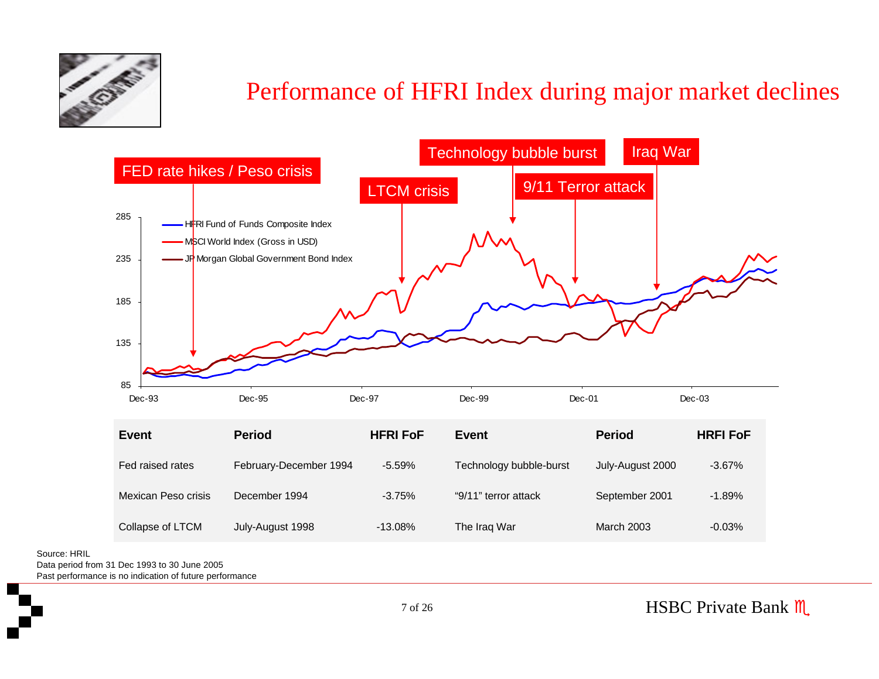# Performance of HFRI Index during major market declines

| Event | Period | HFRI FoF | Event | Period | HRFI FoF |
|---|---|---|---|---|---|
| Fed raised rates | February-December 1994 | -5.59% | Technology bubble-burst | July-August 2000 | -3.67% |
| Mexican Peso crisis | December 1994 | -3.75% | "9/11" terror attack | September 2001 | -1.89% |
| Collapse of LTCM | July-August 1998 | -13.08% | The Iraq War | March 2003 | -0.03% |

Source: HRIL
Data period from 31 Dec 1993 to 30 June 2005
Past performance is no indication of future performance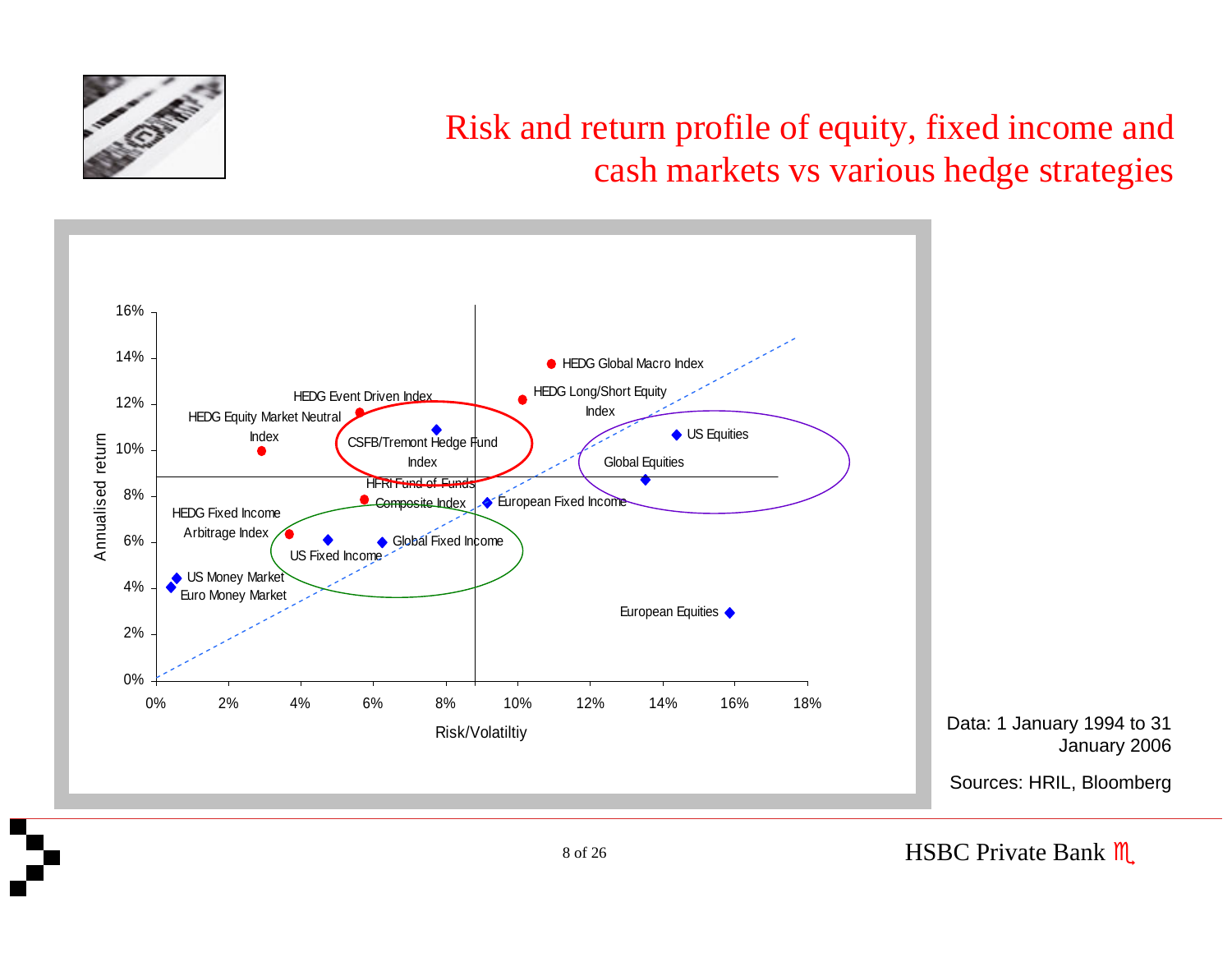# Risk and return profile of equity, fixed income and cash markets vs various hedge strategies

Annualised return (y-axis: 0% to 16%) vs Risk/Volatiltiy (x-axis: 0% to 18%)

- HEDG Global Macro Index
- HEDG Long/Short Equity Index
- HEDG Event Driven Index
- HEDG Equity Market Neutral Index
- CSFB/Tremont Hedge Fund Index
- HFRI Fund of Funds Composite Index
- HEDG Fixed Income Arbitrage Index
- US Equities
- Global Equities
- European Fixed Income
- Global Fixed Income
- US Fixed Income
- US Money Market
- Euro Money Market
- European Equities

Data: 1 January 1994 to 31 January 2006

Sources: HRIL, Bloomberg

HSBC Private Bank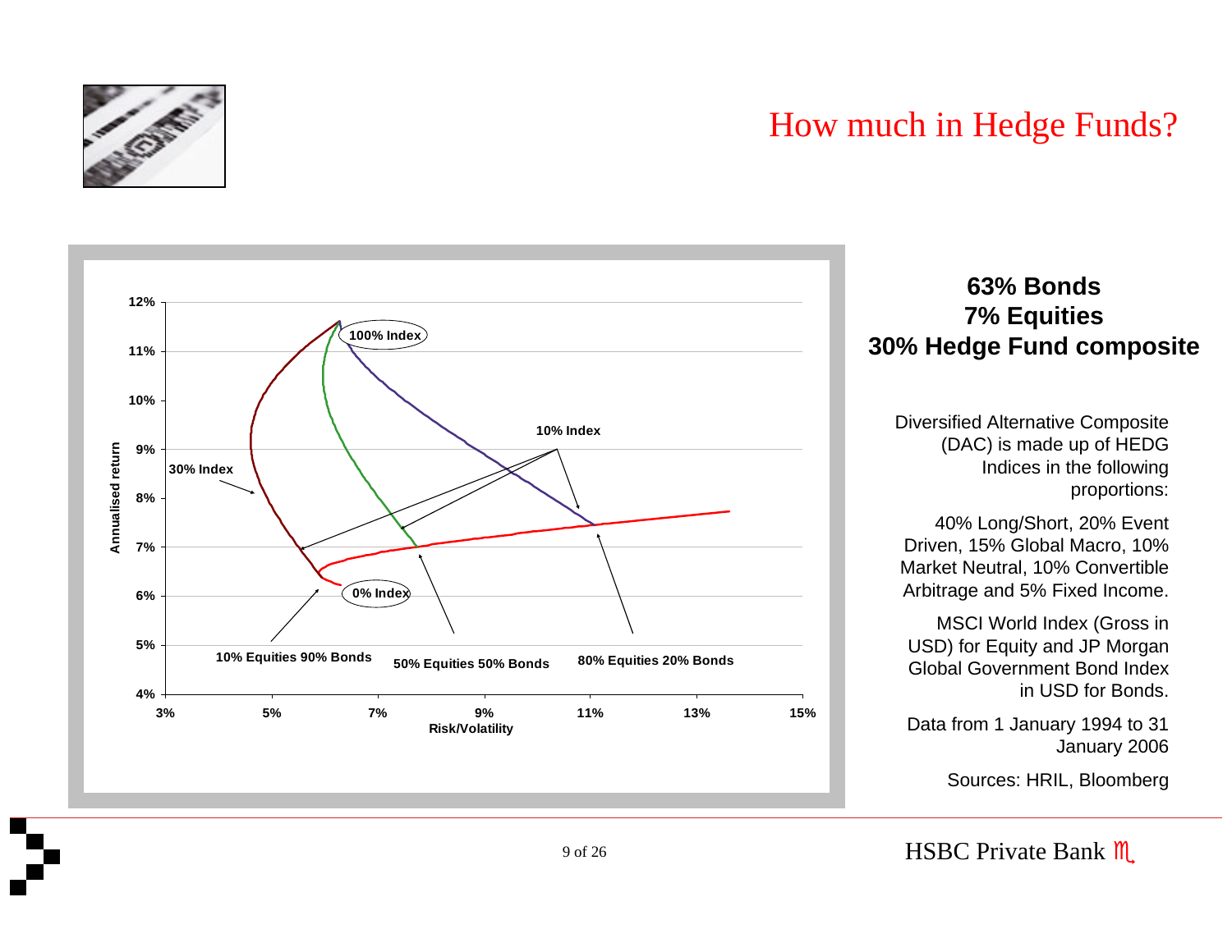# How much in Hedge Funds?

**63% Bonds**
**7% Equities**
**30% Hedge Fund composite**

Diversified Alternative Composite (DAC) is made up of HEDG Indices in the following proportions:

40% Long/Short, 20% Event Driven, 15% Global Macro, 10% Market Neutral, 10% Convertible Arbitrage and 5% Fixed Income.

MSCI World Index (Gross in USD) for Equity and JP Morgan Global Government Bond Index in USD for Bonds.

Data from 1 January 1994 to 31 January 2006

Sources: HRIL, Bloomberg

HSBC Private Bank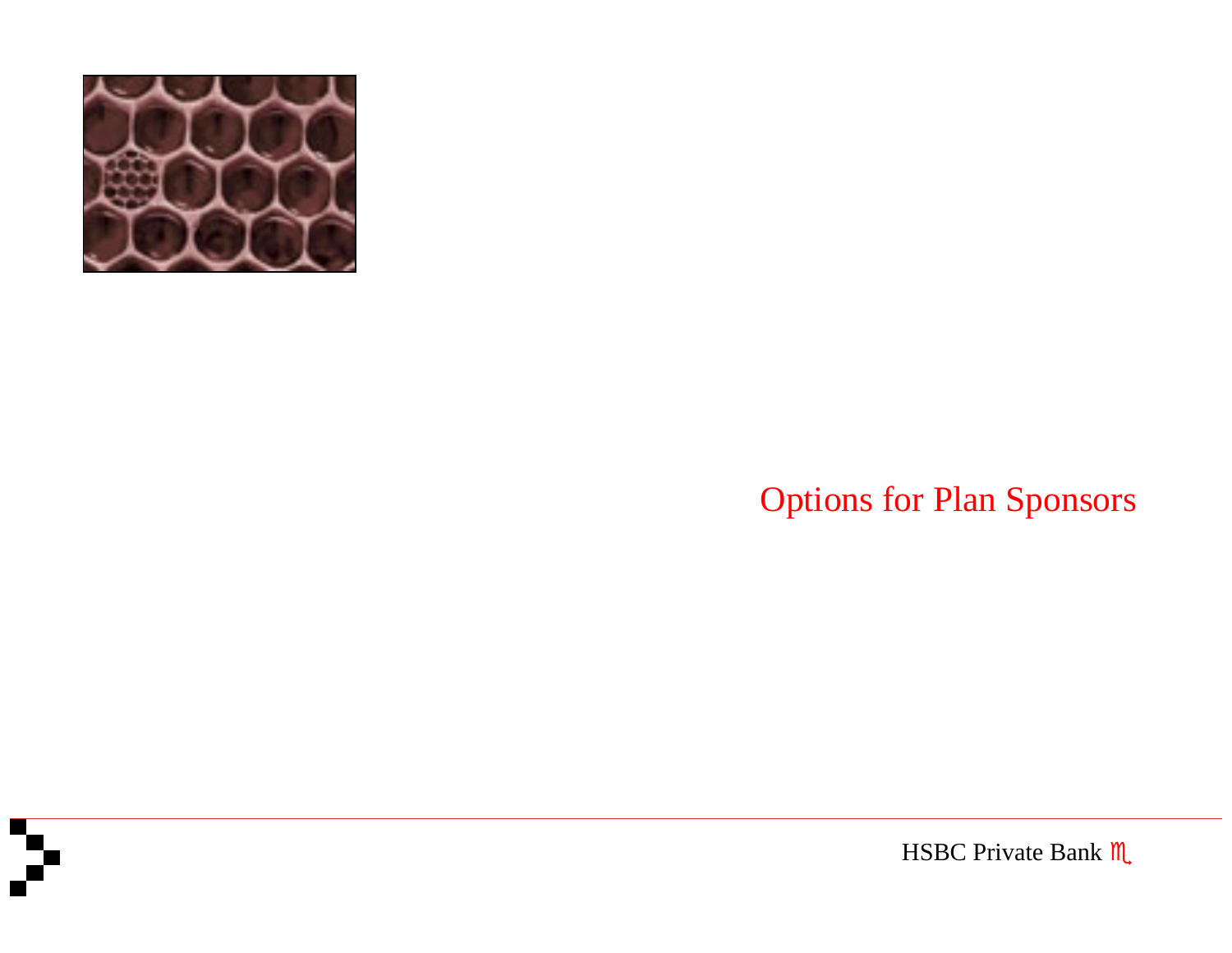# Options for Plan Sponsors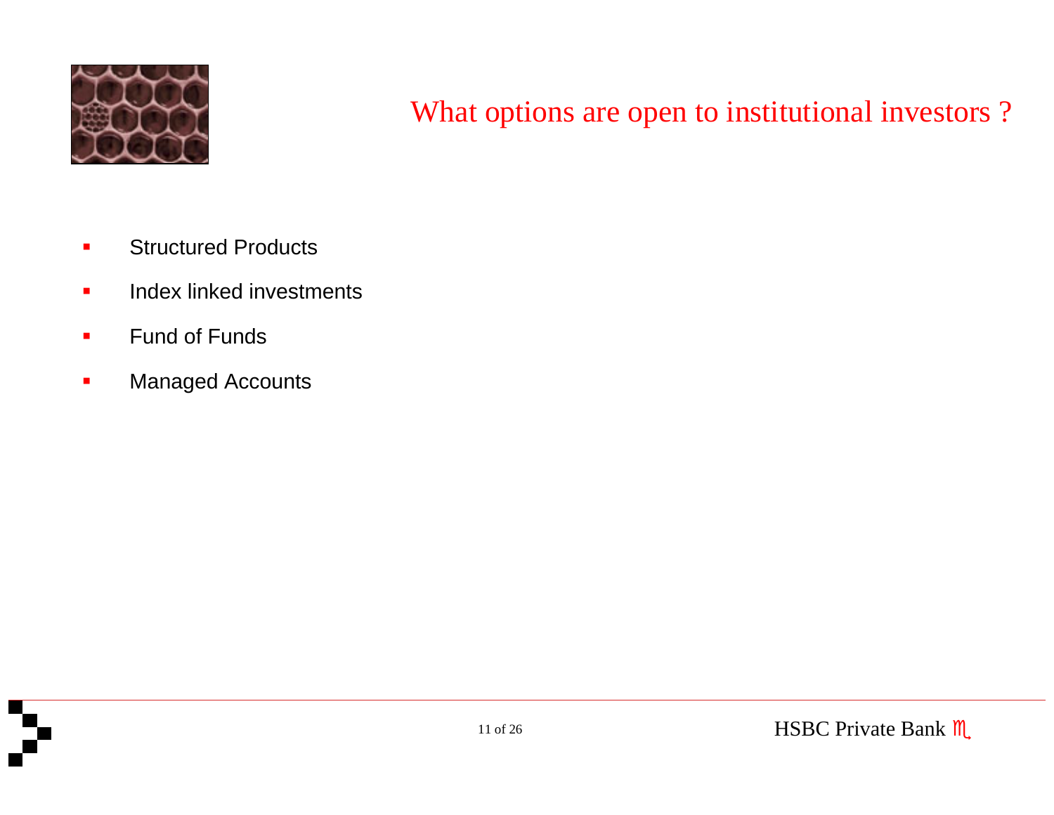# What options are open to institutional investors ?

- Structured Products
- Index linked investments
- Fund of Funds
- Managed Accounts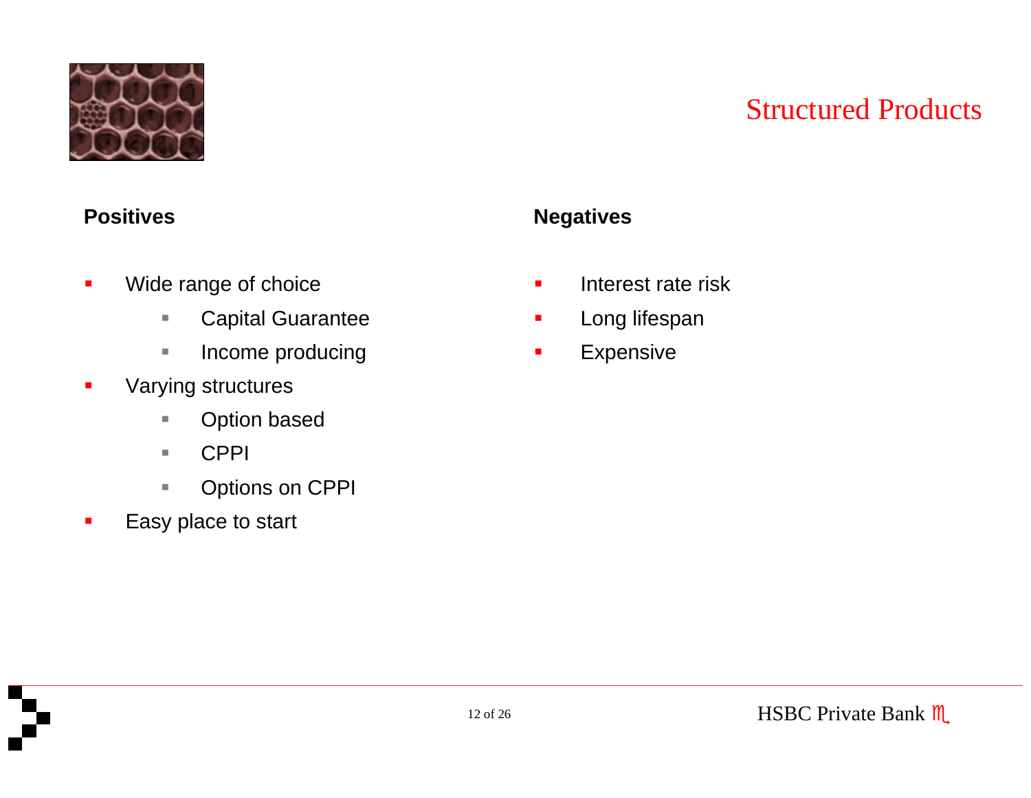# Structured Products

**Positives**

- Wide range of choice
  - Capital Guarantee
  - Income producing
- Varying structures
  - Option based
  - CPPI
  - Options on CPPI
- Easy place to start

**Negatives**

- Interest rate risk
- Long lifespan
- Expensive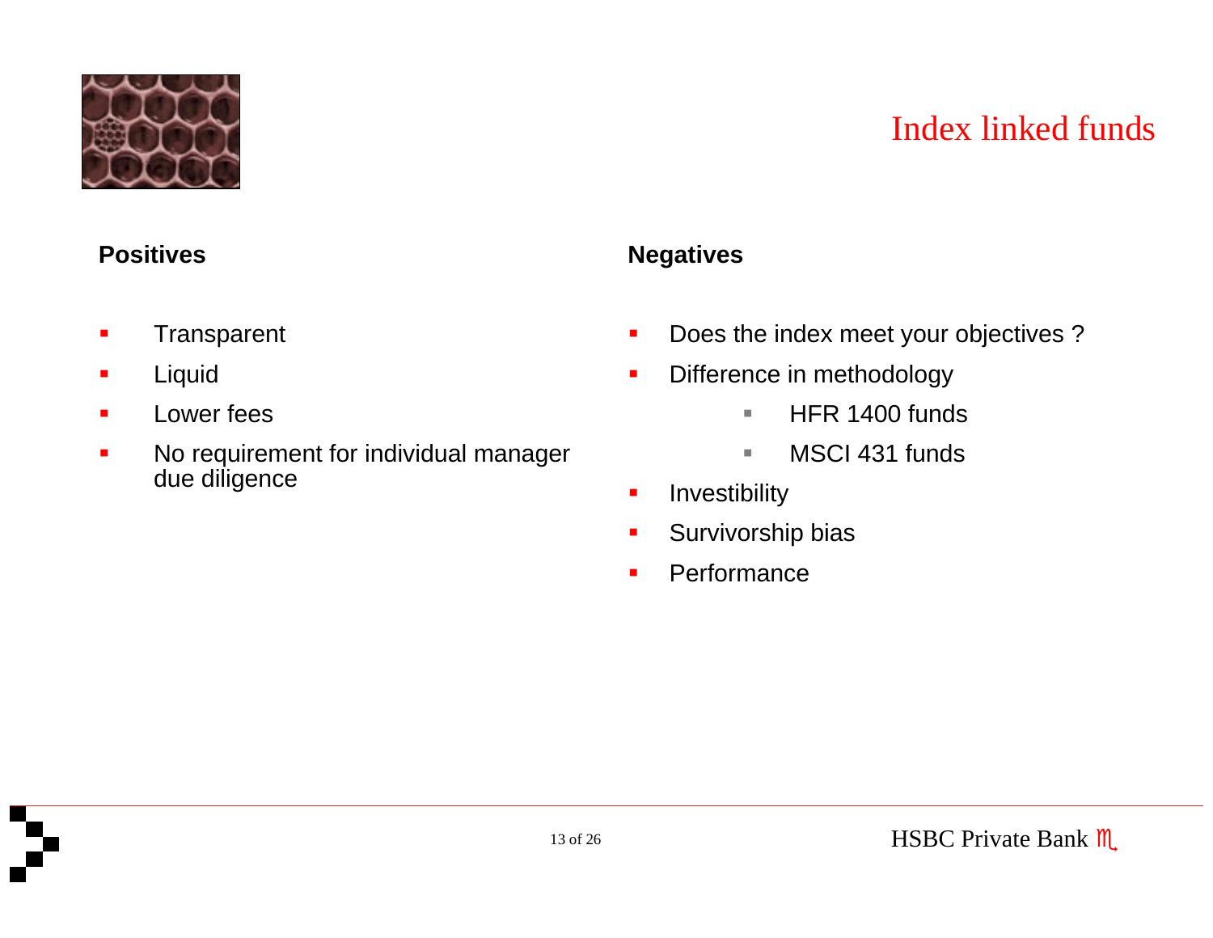# Index linked funds

**Positives**

- Transparent
- Liquid
- Lower fees
- No requirement for individual manager due diligence

**Negatives**

- Does the index meet your objectives ?
- Difference in methodology
  - HFR 1400 funds
  - MSCI 431 funds
- Investibility
- Survivorship bias
- Performance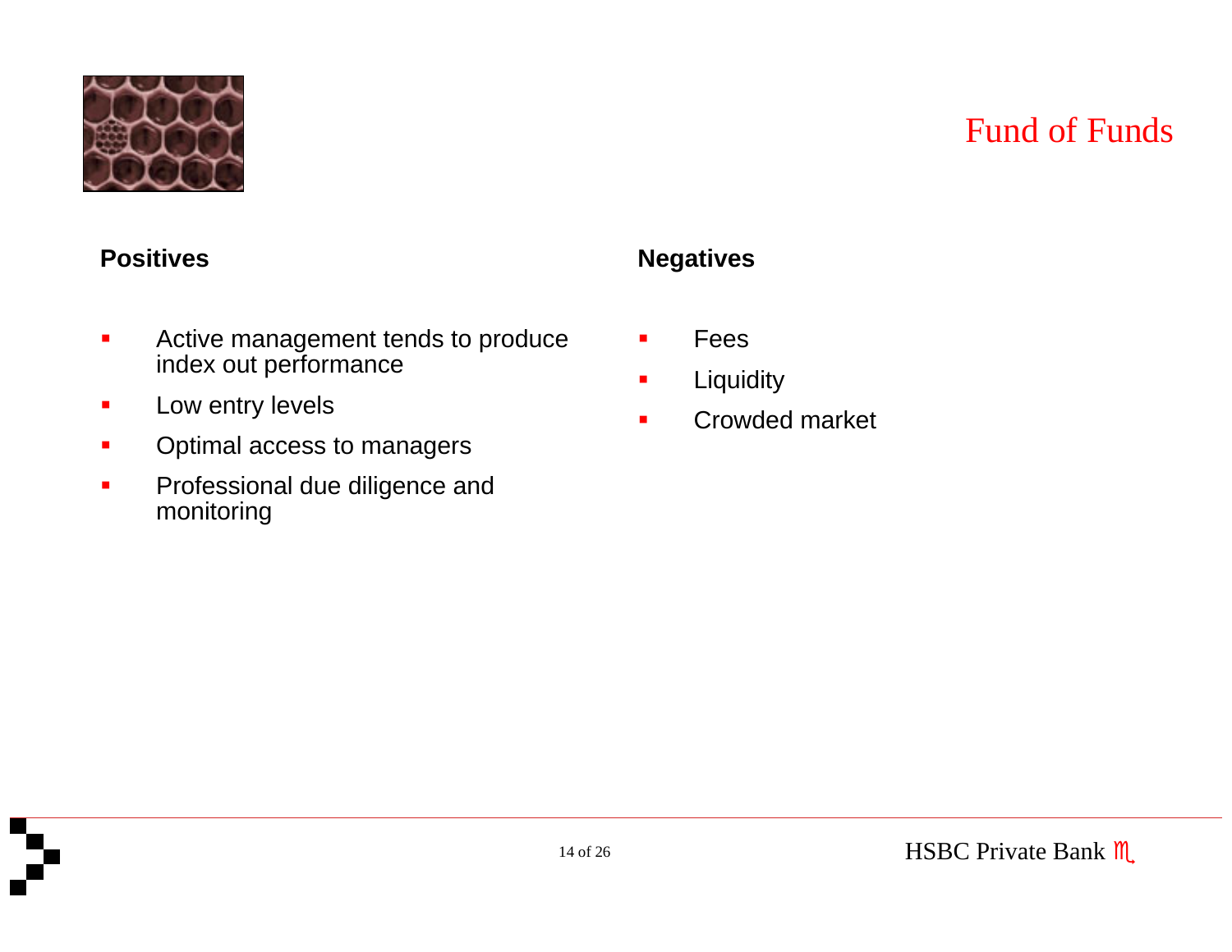# Fund of Funds

**Positives**

- Active management tends to produce index out performance
- Low entry levels
- Optimal access to managers
- Professional due diligence and monitoring

**Negatives**

- Fees
- Liquidity
- Crowded market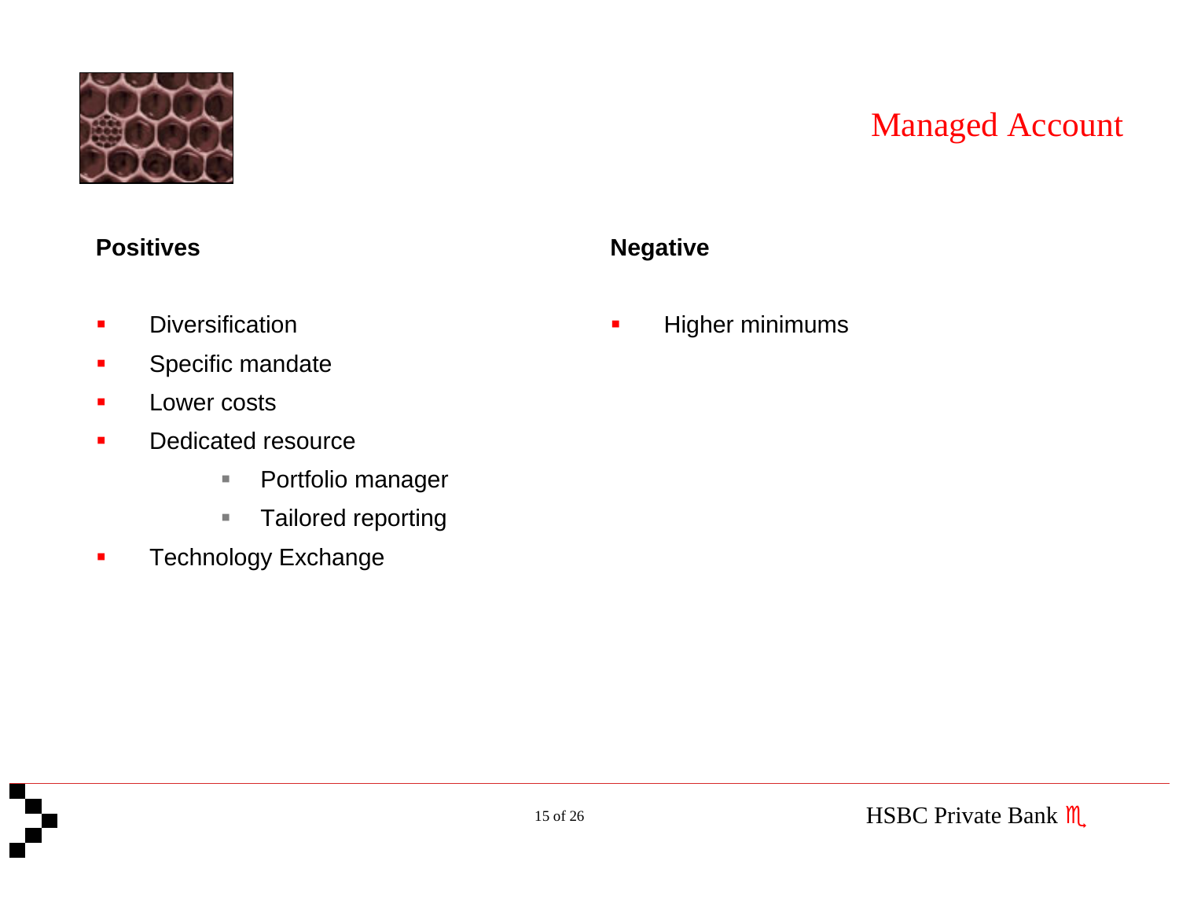# Managed Account

**Positives**

- Diversification
- Specific mandate
- Lower costs
- Dedicated resource
  - Portfolio manager
  - Tailored reporting
- Technology Exchange

**Negative**

- Higher minimums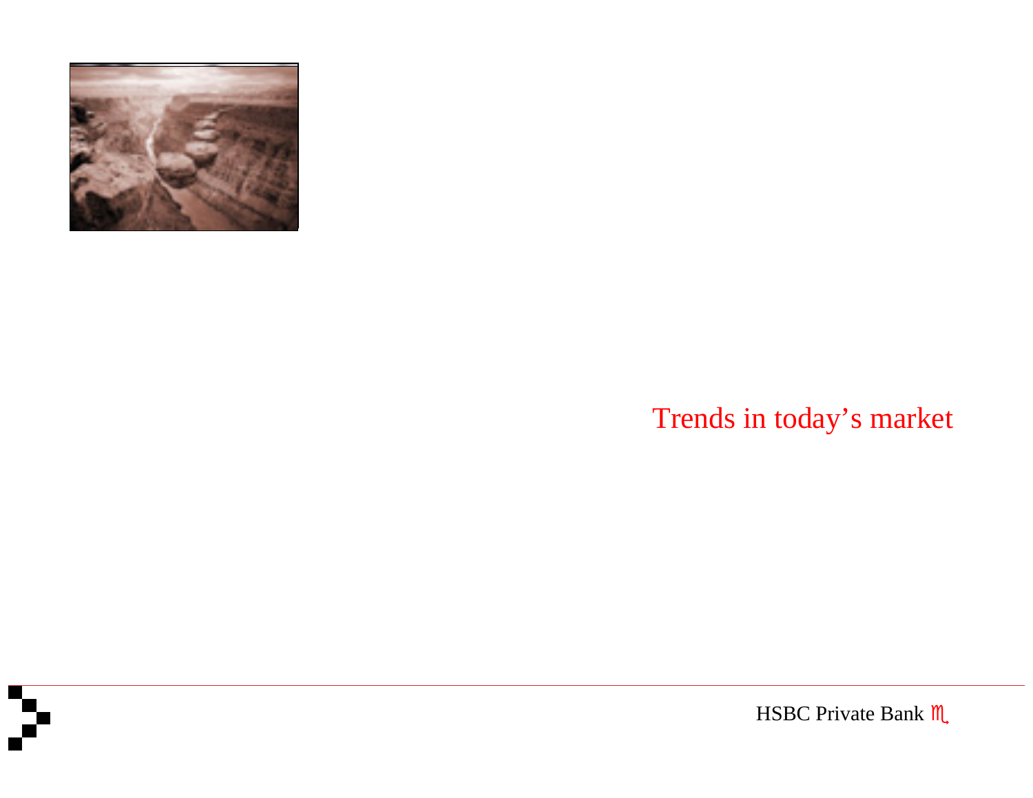# Trends in today's market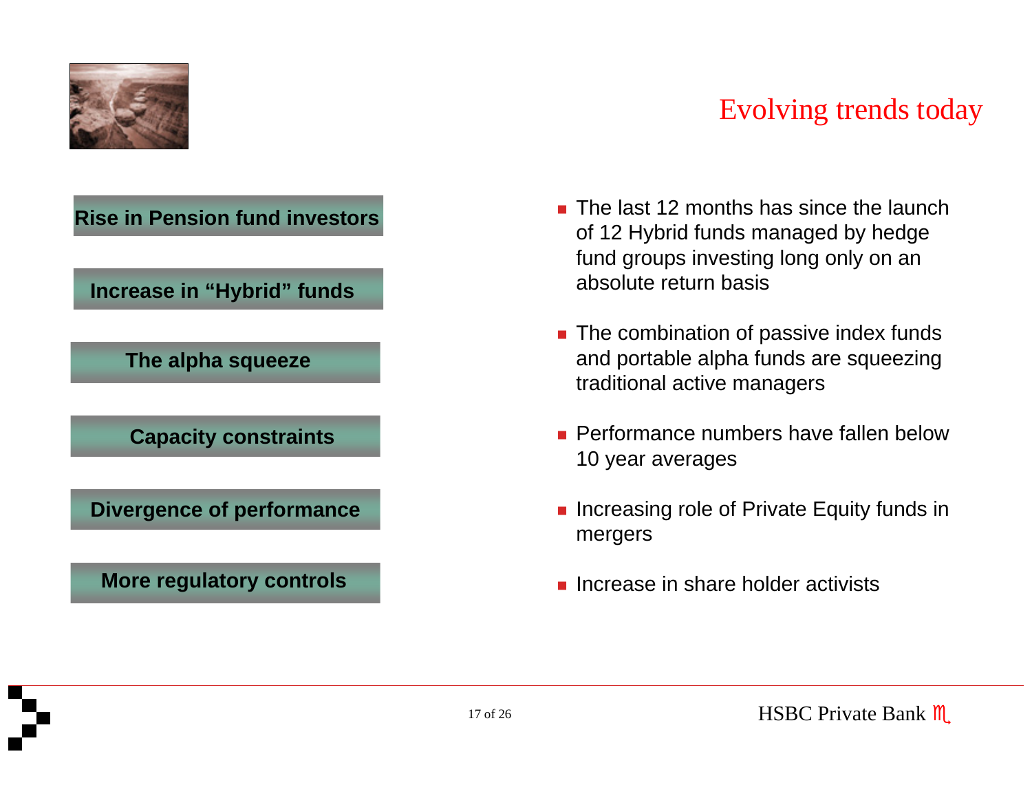# Evolving trends today

**Rise in Pension fund investors**

**Increase in "Hybrid" funds**

**The alpha squeeze**

**Capacity constraints**

**Divergence of performance**

**More regulatory controls**

- The last 12 months has since the launch of 12 Hybrid funds managed by hedge fund groups investing long only on an absolute return basis
- The combination of passive index funds and portable alpha funds are squeezing traditional active managers
- Performance numbers have fallen below 10 year averages
- Increasing role of Private Equity funds in mergers
- Increase in share holder activists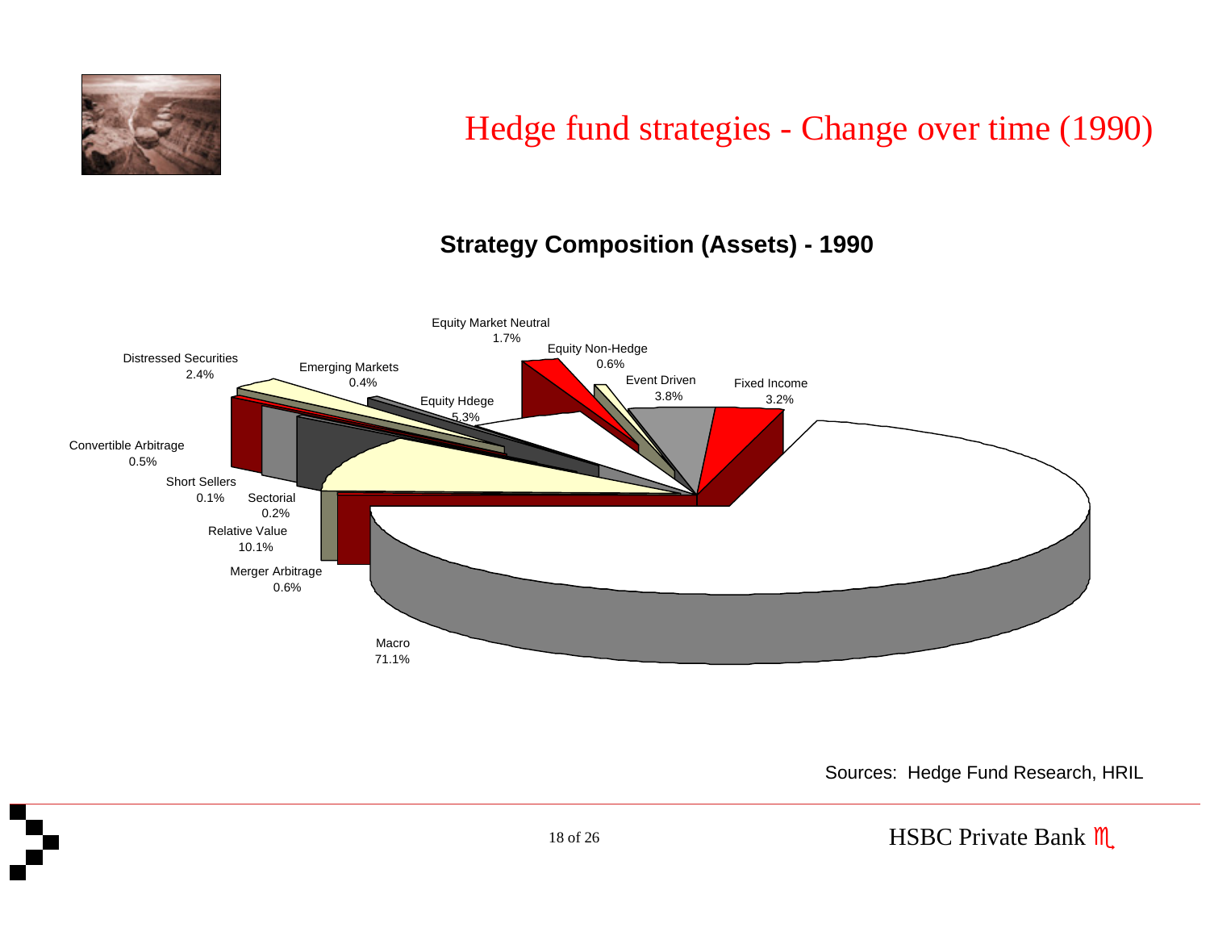# Hedge fund strategies - Change over time (1990)

## Strategy Composition (Assets) - 1990

| Strategy | Share |
| --- | --- |
| Equity Market Neutral | 1.7% |
| Equity Non-Hedge | 0.6% |
| Event Driven | 3.8% |
| Fixed Income | 3.2% |
| Macro | 71.1% |
| Merger Arbitrage | 0.6% |
| Relative Value | 10.1% |
| Sectorial | 0.2% |
| Short Sellers | 0.1% |
| Convertible Arbitrage | 0.5% |
| Distressed Securities | 2.4% |
| Emerging Markets | 0.4% |
| Equity Hdege | 5.3% |

Sources: Hedge Fund Research, HRIL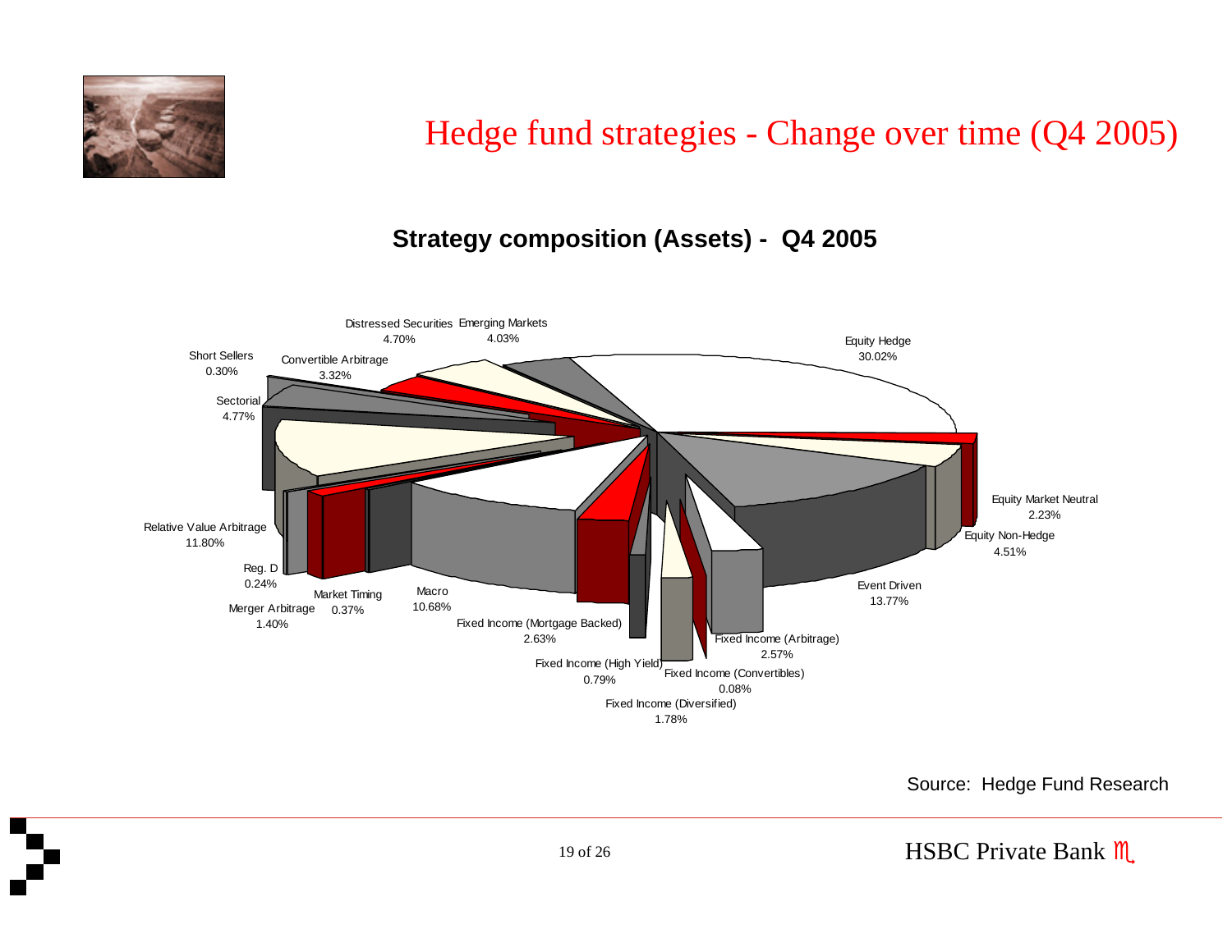# Hedge fund strategies - Change over time (Q4 2005)

## Strategy composition (Assets) - Q4 2005

| Strategy | Share |
|---|---|
| Equity Hedge | 30.02% |
| Equity Market Neutral | 2.23% |
| Equity Non-Hedge | 4.51% |
| Event Driven | 13.77% |
| Fixed Income (Arbitrage) | 2.57% |
| Fixed Income (Convertibles) | 0.08% |
| Fixed Income (Diversified) | 1.78% |
| Fixed Income (High Yield) | 0.79% |
| Fixed Income (Mortgage Backed) | 2.63% |
| Macro | 10.68% |
| Market Timing | 0.37% |
| Merger Arbitrage | 1.40% |
| Reg. D | 0.24% |
| Relative Value Arbitrage | 11.80% |
| Sectorial | 4.77% |
| Short Sellers | 0.30% |
| Convertible Arbitrage | 3.32% |
| Distressed Securities | 4.70% |
| Emerging Markets | 4.03% |

Source: Hedge Fund Research

HSBC Private Bank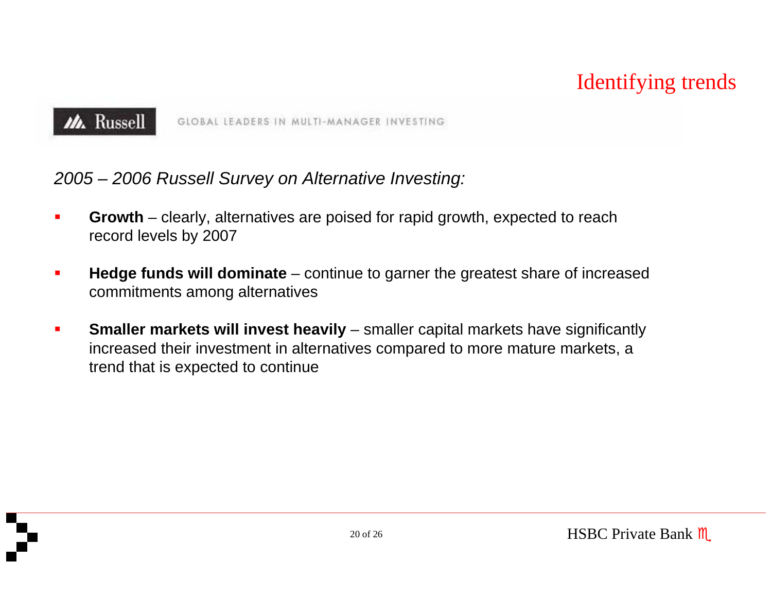# Identifying trends

Russell — GLOBAL LEADERS IN MULTI-MANAGER INVESTING

*2005 – 2006 Russell Survey on Alternative Investing:*

- **Growth** – clearly, alternatives are poised for rapid growth, expected to reach record levels by 2007
- **Hedge funds will dominate** – continue to garner the greatest share of increased commitments among alternatives
- **Smaller markets will invest heavily** – smaller capital markets have significantly increased their investment in alternatives compared to more mature markets, a trend that is expected to continue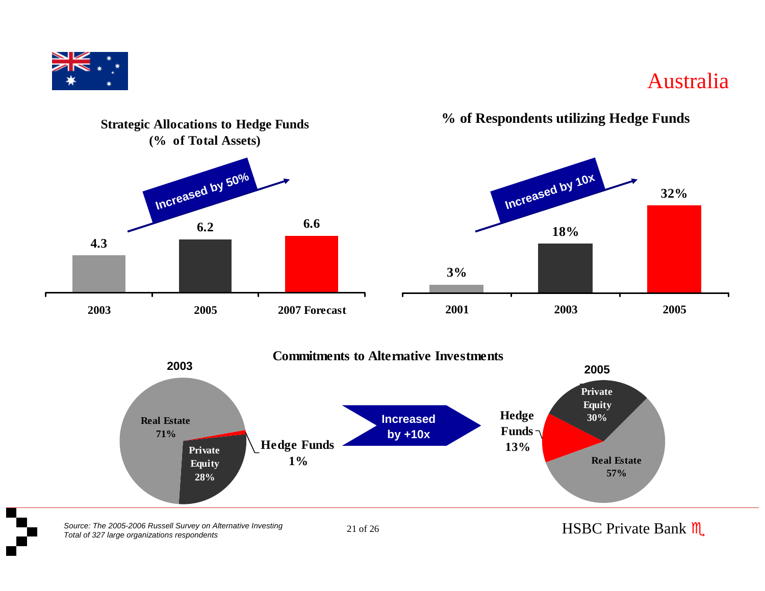# Australia

## Strategic Allocations to Hedge Funds (% of Total Assets)

*Increased by 50%*

| Year | Allocation |
|---|---|
| 2003 | 4.3 |
| 2005 | 6.2 |
| 2007 Forecast | 6.6 |

## % of Respondents utilizing Hedge Funds

*Increased by 10x*

| Year | % of Respondents |
|---|---|
| 2001 | 3% |
| 2003 | 18% |
| 2005 | 32% |

## Commitments to Alternative Investments

*Increased by +10x*

| Asset Class | 2003 | 2005 |
|---|---|---|
| Real Estate | 71% | 57% |
| Private Equity | 28% | 30% |
| Hedge Funds | 1% | 13% |

*Source: The 2005-2006 Russell Survey on Alternative Investing*
*Total of 327 large organizations respondents*

HSBC Private Bank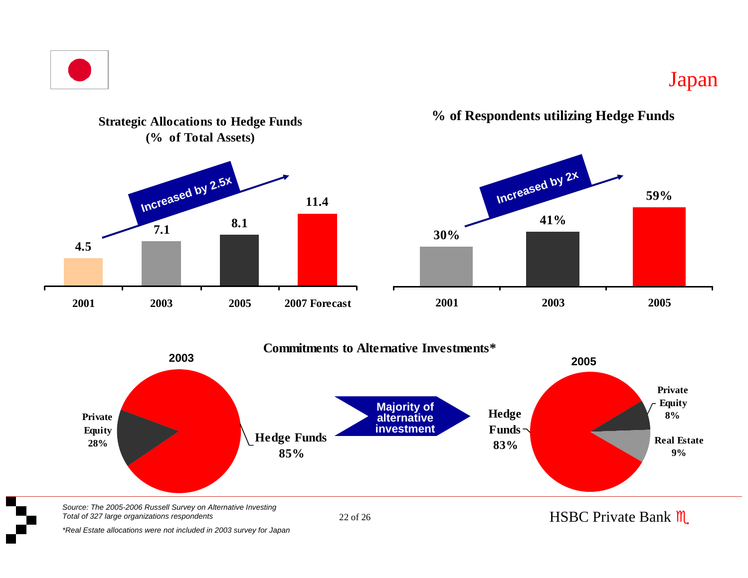# Japan

## Strategic Allocations to Hedge Funds (% of Total Assets)

Increased by 2.5x

| Year | % of Total Assets |
|---|---|
| 2001 | 4.5 |
| 2003 | 7.1 |
| 2005 | 8.1 |
| 2007 Forecast | 11.4 |

## % of Respondents utilizing Hedge Funds

Increased by 2x

| Year | % of Respondents |
|---|---|
| 2001 | 30% |
| 2003 | 41% |
| 2005 | 59% |

## Commitments to Alternative Investments*

**2003**

- Hedge Funds 85%
- Private Equity 28%

Majority of alternative investment

**2005**

- Hedge Funds 83%
- Private Equity 8%
- Real Estate 9%

*Source: The 2005-2006 Russell Survey on Alternative Investing*
*Total of 327 large organizations respondents*

**Real Estate allocations were not included in 2003 survey for Japan*

HSBC Private Bank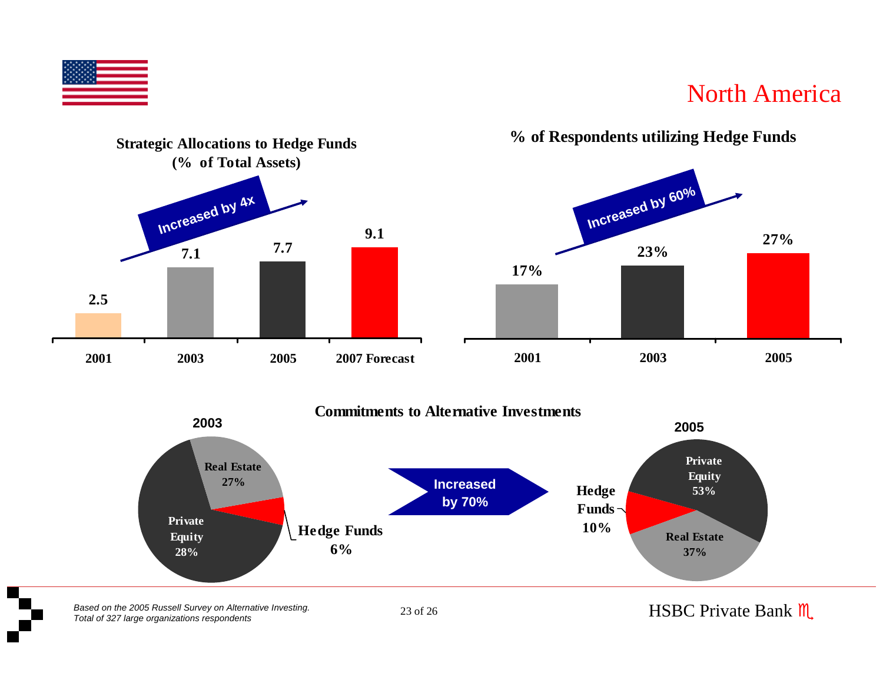# North America

### Strategic Allocations to Hedge Funds (% of Total Assets)

Increased by 4x

| 2001 | 2003 | 2005 | 2007 Forecast |
|---|---|---|---|
| 2.5 | 7.1 | 7.7 | 9.1 |

### % of Respondents utilizing Hedge Funds

Increased by 60%

| 2001 | 2003 | 2005 |
|---|---|---|
| 17% | 23% | 27% |

### Commitments to Alternative Investments

Increased by 70%

| | 2003 | 2005 |
|---|---|---|
| Private Equity | 28% | 53% |
| Real Estate | 27% | 37% |
| Hedge Funds | 6% | 10% |

*Based on the 2005 Russell Survey on Alternative Investing.*
*Total of 327 large organizations respondents*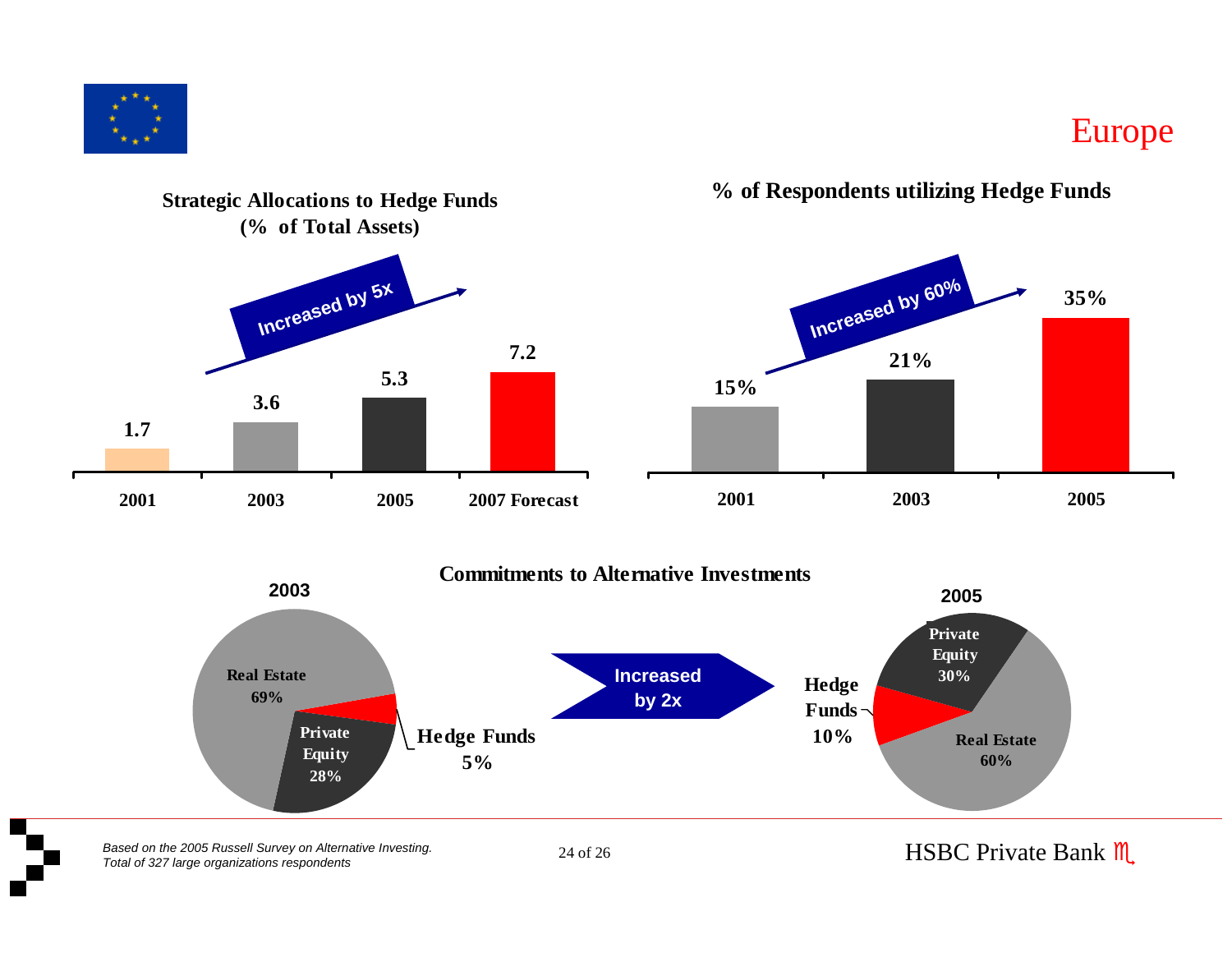# Europe

## Strategic Allocations to Hedge Funds (% of Total Assets)

*Increased by 5x*

| 2001 | 2003 | 2005 | 2007 Forecast |
|---|---|---|---|
| 1.7 | 3.6 | 5.3 | 7.2 |

## % of Respondents utilizing Hedge Funds

*Increased by 60%*

| 2001 | 2003 | 2005 |
|---|---|---|
| 15% | 21% | 35% |

## Commitments to Alternative Investments

*Increased by 2x*

| | 2003 | 2005 |
|---|---|---|
| Real Estate | 69% | 60% |
| Private Equity | 28% | 30% |
| Hedge Funds | 5% | 10% |

*Based on the 2005 Russell Survey on Alternative Investing.*
*Total of 327 large organizations respondents*

HSBC Private Bank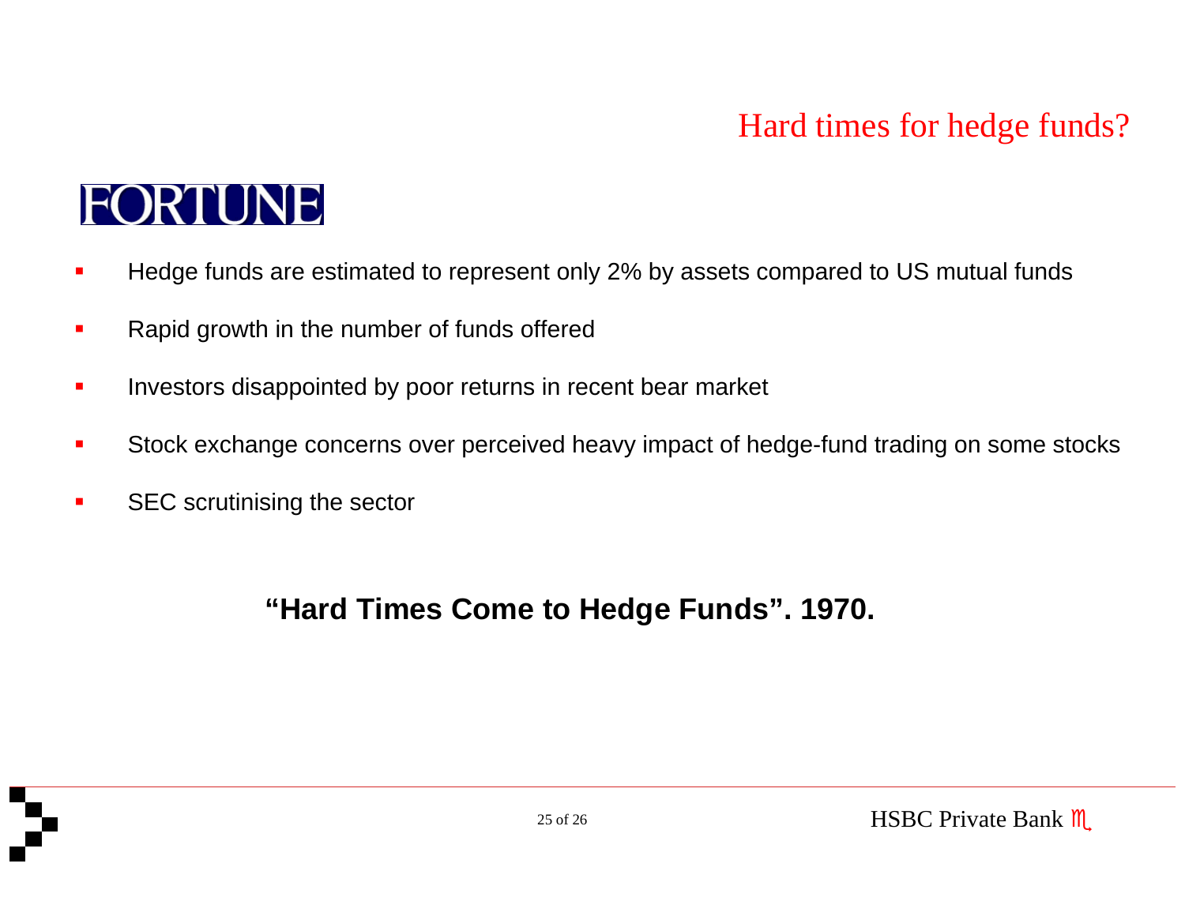# Hard times for hedge funds?

FORTUNE

- Hedge funds are estimated to represent only 2% by assets compared to US mutual funds
- Rapid growth in the number of funds offered
- Investors disappointed by poor returns in recent bear market
- Stock exchange concerns over perceived heavy impact of hedge-fund trading on some stocks
- SEC scrutinising the sector

**"Hard Times Come to Hedge Funds". 1970.**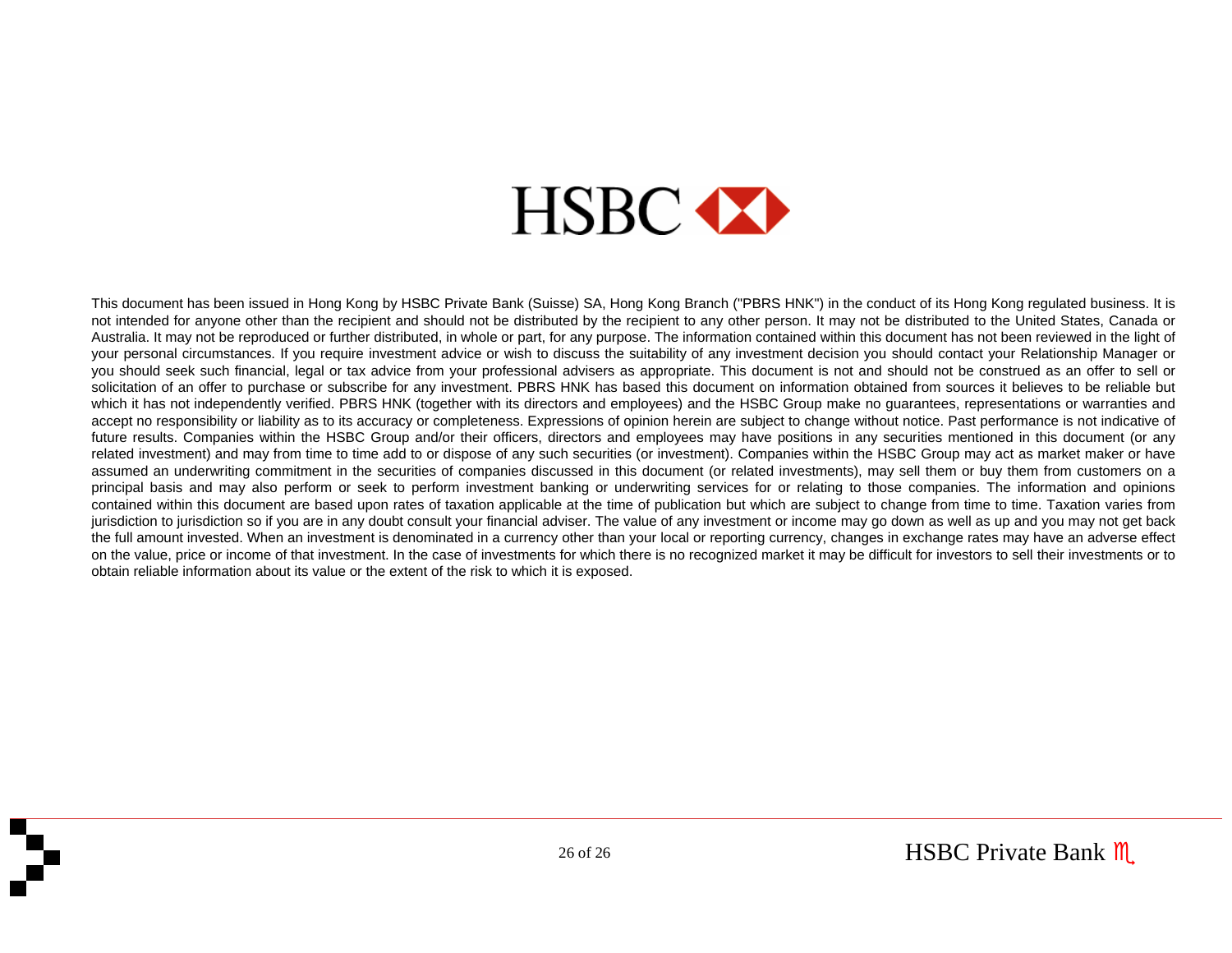HSBC

This document has been issued in Hong Kong by HSBC Private Bank (Suisse) SA, Hong Kong Branch ("PBRS HNK") in the conduct of its Hong Kong regulated business. It is not intended for anyone other than the recipient and should not be distributed by the recipient to any other person. It may not be distributed to the United States, Canada or Australia. It may not be reproduced or further distributed, in whole or part, for any purpose. The information contained within this document has not been reviewed in the light of your personal circumstances. If you require investment advice or wish to discuss the suitability of any investment decision you should contact your Relationship Manager or you should seek such financial, legal or tax advice from your professional advisers as appropriate. This document is not and should not be construed as an offer to sell or solicitation of an offer to purchase or subscribe for any investment. PBRS HNK has based this document on information obtained from sources it believes to be reliable but which it has not independently verified. PBRS HNK (together with its directors and employees) and the HSBC Group make no guarantees, representations or warranties and accept no responsibility or liability as to its accuracy or completeness. Expressions of opinion herein are subject to change without notice. Past performance is not indicative of future results. Companies within the HSBC Group and/or their officers, directors and employees may have positions in any securities mentioned in this document (or any related investment) and may from time to time add to or dispose of any such securities (or investment). Companies within the HSBC Group may act as market maker or have assumed an underwriting commitment in the securities of companies discussed in this document (or related investments), may sell them or buy them from customers on a principal basis and may also perform or seek to perform investment banking or underwriting services for or relating to those companies. The information and opinions contained within this document are based upon rates of taxation applicable at the time of publication but which are subject to change from time to time. Taxation varies from jurisdiction to jurisdiction so if you are in any doubt consult your financial adviser. The value of any investment or income may go down as well as up and you may not get back the full amount invested. When an investment is denominated in a currency other than your local or reporting currency, changes in exchange rates may have an adverse effect on the value, price or income of that investment. In the case of investments for which there is no recognized market it may be difficult for investors to sell their investments or to obtain reliable information about its value or the extent of the risk to which it is exposed.